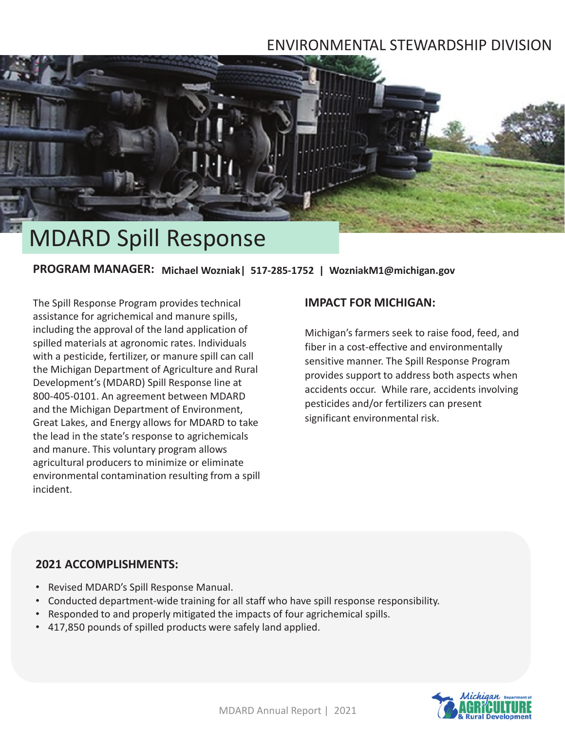ENVIRONMENTAL STEWARDSHIP DIVISION

# MDARD Spill Response

**PROGRAM MANAGER: Michael Wozniak| 517-285-1752 | WozniakM1@michigan.gov**

The Spill Response Program provides technical assistance for agrichemical and manure spills, including the approval of the land application of spilled materials at agronomic rates. Individuals with a pesticide, fertilizer, or manure spill can call the Michigan Department of Agriculture and Rural Development's (MDARD) Spill Response line at 800-405-0101. An agreement between MDARD and the Michigan Department of Environment, Great Lakes, and Energy allows for MDARD to take the lead in the state's response to agrichemicals and manure. This voluntary program allows agricultural producers to minimize or eliminate environmental contamination resulting from a spill incident.

**IMPACT FOR MICHIGAN:**

Michigan's farmers seek to raise food, feed, and fiber in a cost-effective and environmentally sensitive manner. The Spill Response Program provides support to address both aspects when accidents occur. While rare, accidents involving pesticides and/or fertilizers can present significant environmental risk.

**2021 ACCOMPLISHMENTS:**

- Revised MDARD's Spill Response Manual.
- Conducted department-wide training for all staff who have spill response responsibility.
- Responded to and properly mitigated the impacts of four agrichemical spills.
- 417,850 pounds of spilled products were safely land applied.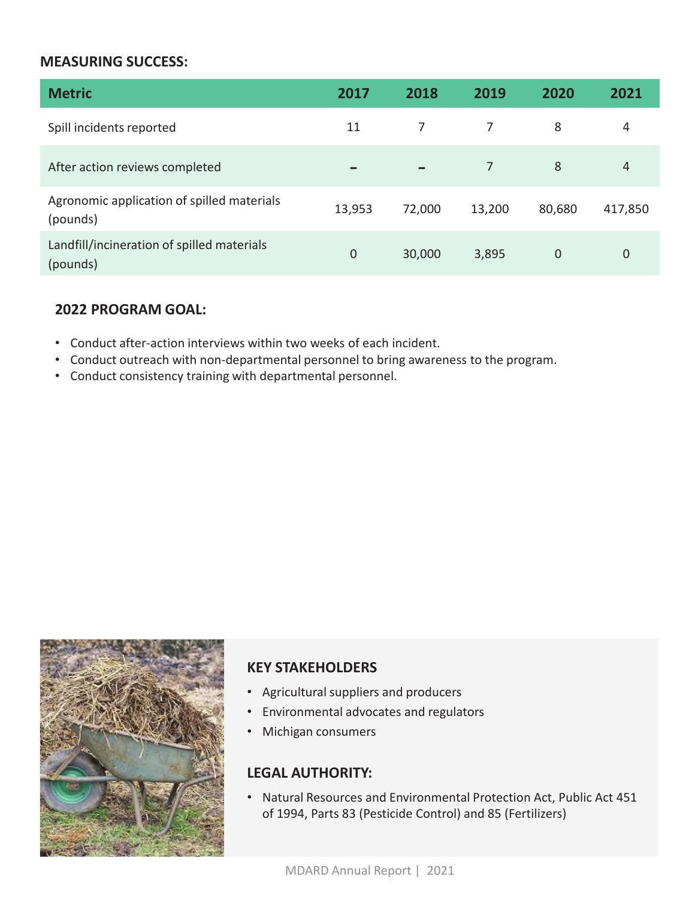**MEASURING SUCCESS:**

| Metric | 2017 | 2018 | 2019 | 2020 | 2021 |
|---|---|---|---|---|---|
| Spill incidents reported | 11 | 7 | 7 | 8 | 4 |
| After action reviews completed | – | – | 7 | 8 | 4 |
| Agronomic application of spilled materials (pounds) | 13,953 | 72,000 | 13,200 | 80,680 | 417,850 |
| Landfill/incineration of spilled materials (pounds) | 0 | 30,000 | 3,895 | 0 | 0 |

**2022 PROGRAM GOAL:**

- Conduct after-action interviews within two weeks of each incident.
- Conduct outreach with non-departmental personnel to bring awareness to the program.
- Conduct consistency training with departmental personnel.

**KEY STAKEHOLDERS**

- Agricultural suppliers and producers
- Environmental advocates and regulators
- Michigan consumers

**LEGAL AUTHORITY:**

- Natural Resources and Environmental Protection Act, Public Act 451 of 1994, Parts 83 (Pesticide Control) and 85 (Fertilizers)